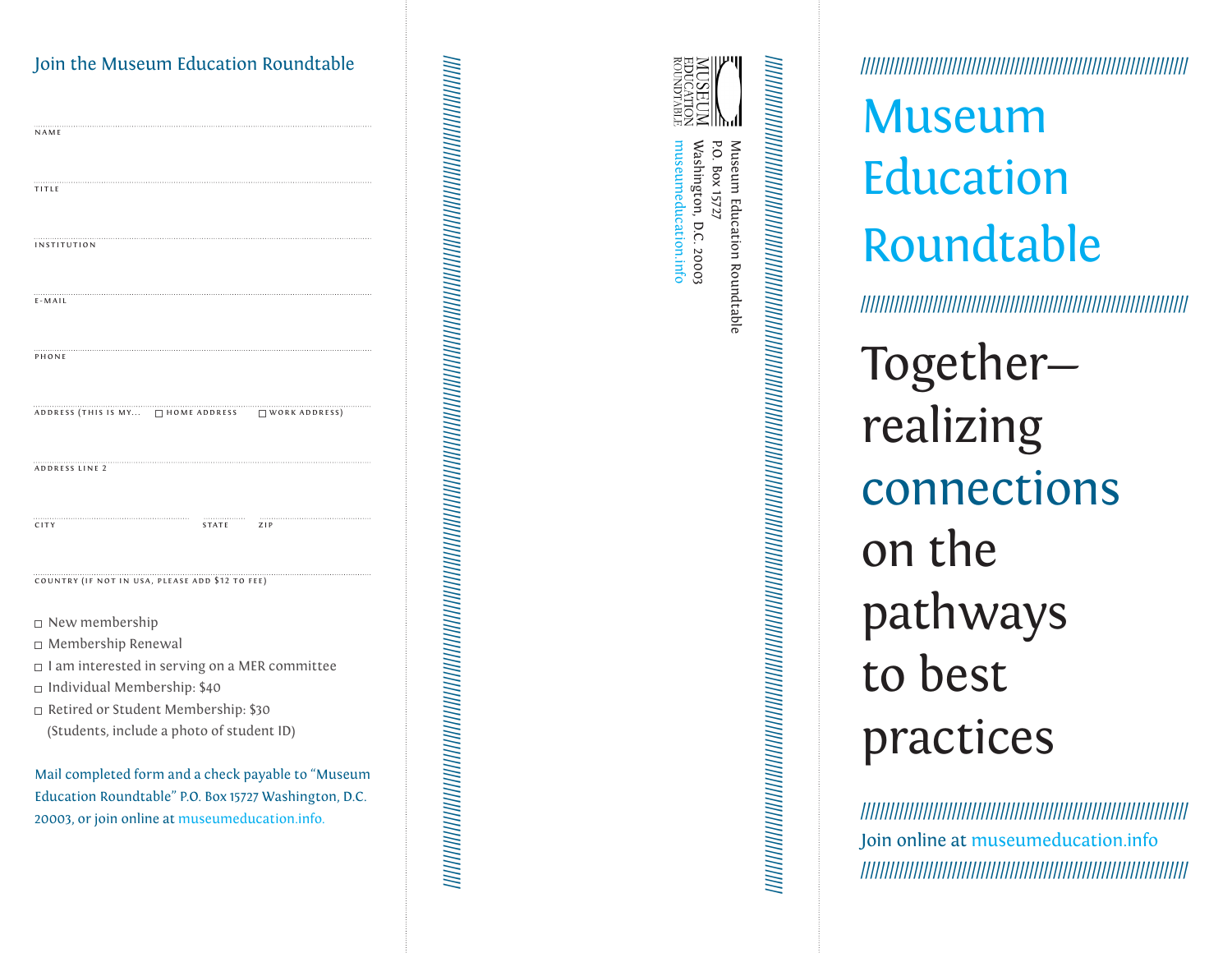## Join the Museum Education Roundtable

NAME

TITLE

INSTITUTION

E-MAIL

PHONE

ADDRESS (THIS IS MY... ☐ HOME ADDRESS ☐ WORK ADDRESS)

ADDRESS LINE 2

CITY STATE ZIP

COUNTRY (IF NOT IN USA, PLEASE ADD $12 TO FEE)

- ☐ New membership
- ☐ Membership Renewal
- ☐ I am interested in serving on a MER committee
- ☐ Individual Membership: $40
- ☐ Retired or Student Membership: $30 (Students, include a photo of student ID)

Mail completed form and a check payable to "Museum Education Roundtable" P.O. Box 15727 Washington, D.C. 20003, or join online at museumeducation.info.

MUSEUM EDUCATION ROUNDTABLE

Museum Education Roundtable
P.O. Box 15727
Washington, D.C. 20003
museumeducation.info

# Museum Education Roundtable

Together—realizing connections on the pathways to best practices

Join online at museumeducation.info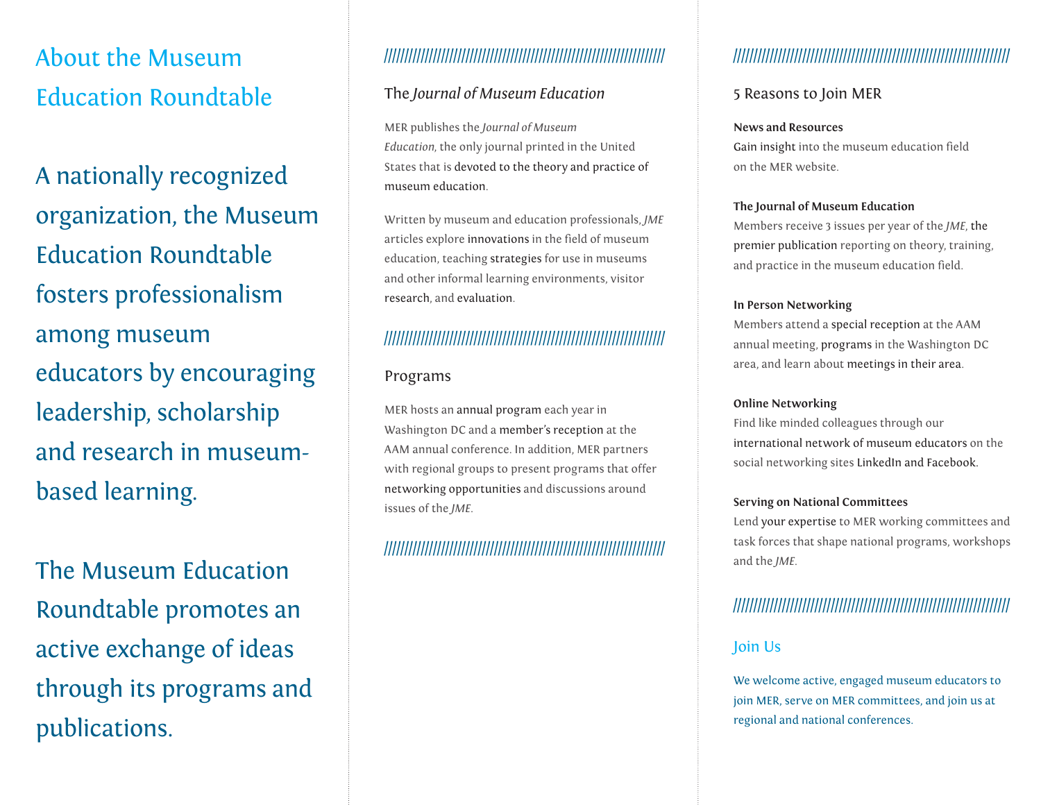## About the Museum Education Roundtable

A nationally recognized organization, the Museum Education Roundtable fosters professionalism among museum educators by encouraging leadership, scholarship and research in museum-based learning.

The Museum Education Roundtable promotes an active exchange of ideas through its programs and publications.

---

### The *Journal of Museum Education*

MER publishes the *Journal of Museum Education*, the only journal printed in the United States that is devoted to the theory and practice of museum education.

Written by museum and education professionals, *JME* articles explore innovations in the field of museum education, teaching strategies for use in museums and other informal learning environments, visitor research, and evaluation.

---

### Programs

MER hosts an annual program each year in Washington DC and a member's reception at the AAM annual conference. In addition, MER partners with regional groups to present programs that offer networking opportunities and discussions around issues of the *JME*.

---

### 5 Reasons to Join MER

**News and Resources**
Gain insight into the museum education field on the MER website.

**The Journal of Museum Education**
Members receive 3 issues per year of the *JME*, the premier publication reporting on theory, training, and practice in the museum education field.

**In Person Networking**
Members attend a special reception at the AAM annual meeting, programs in the Washington DC area, and learn about meetings in their area.

**Online Networking**
Find like minded colleagues through our international network of museum educators on the social networking sites LinkedIn and Facebook.

**Serving on National Committees**
Lend your expertise to MER working committees and task forces that shape national programs, workshops and the *JME*.

---

### Join Us

We welcome active, engaged museum educators to join MER, serve on MER committees, and join us at regional and national conferences.